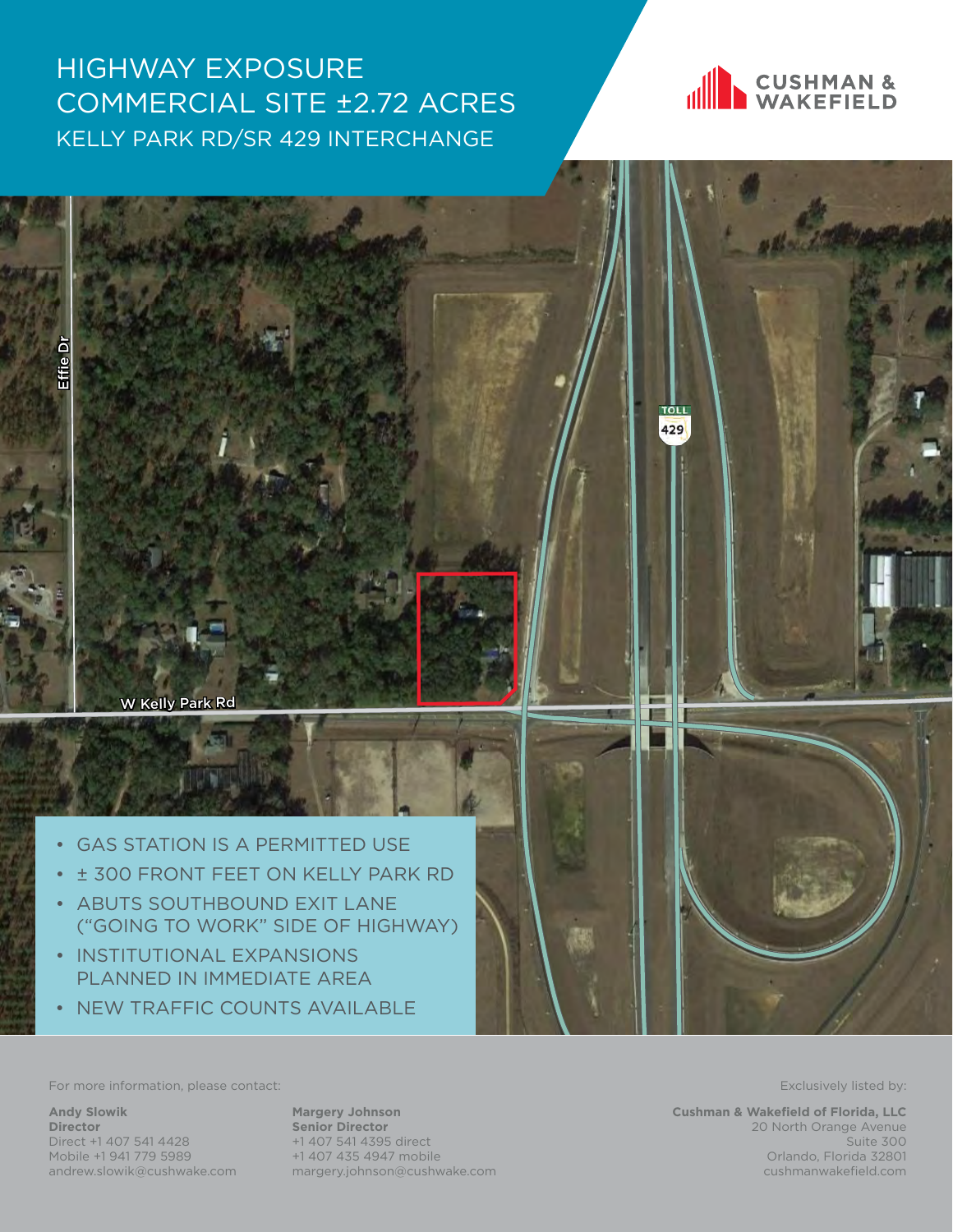# HIGHWAY EXPOSURE COMMERCIAL SITE ±2.72 ACRES

## KELLY PARK RD/SR 429 INTERCHANGE

CUSHMAN & WAKEFIELD

Effie Dr

W Kelly Park Rd

TOLL 429

- GAS STATION IS A PERMITTED USE
- ± 300 FRONT FEET ON KELLY PARK RD
- ABUTS SOUTHBOUND EXIT LANE ("GOING TO WORK" SIDE OF HIGHWAY)
- INSTITUTIONAL EXPANSIONS PLANNED IN IMMEDIATE AREA
- NEW TRAFFIC COUNTS AVAILABLE

For more information, please contact:

**Andy Slowik**
**Director**
Direct +1 407 541 4428
Mobile +1 941 779 5989
andrew.slowik@cushwake.com

**Margery Johnson**
**Senior Director**
+1 407 541 4395 direct
+1 407 435 4947 mobile
margery.johnson@cushwake.com

Exclusively listed by:

**Cushman & Wakefield of Florida, LLC**
20 North Orange Avenue
Suite 300
Orlando, Florida 32801
cushmanwakefield.com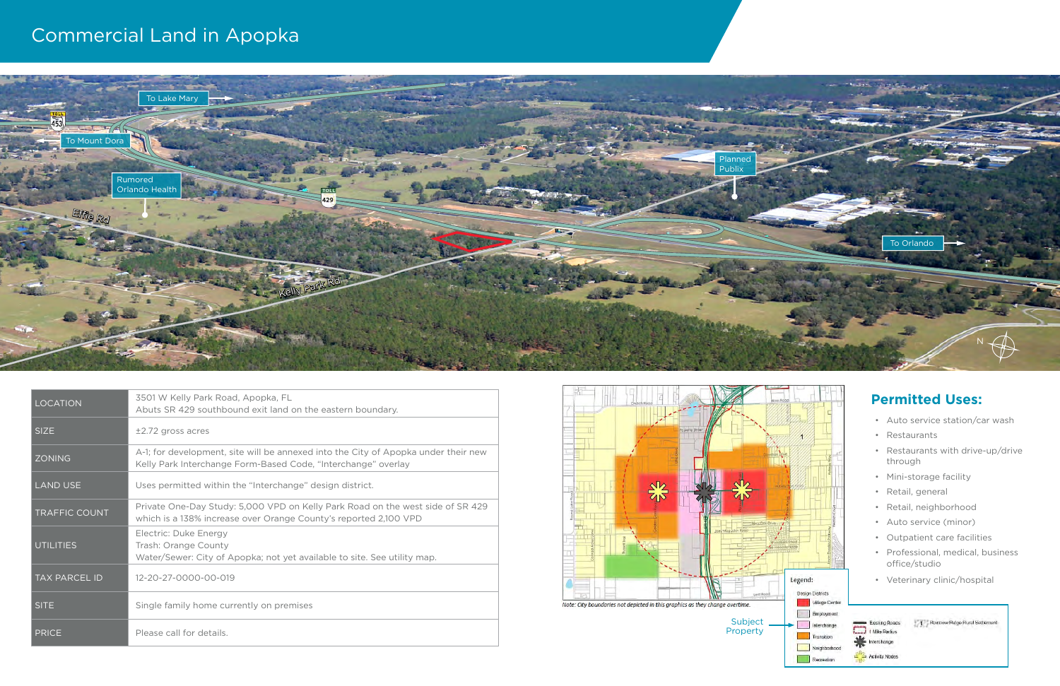# Commercial Land in Apopka

| LOCATION | 3501 W Kelly Park Road, Apopka, FL<br>Abuts SR 429 southbound exit land on the eastern boundary. |
| --- | --- |
| SIZE | ±2.72 gross acres |
| ZONING | A-1; for development, site will be annexed into the City of Apopka under their new Kelly Park Interchange Form-Based Code, "Interchange" overlay |
| LAND USE | Uses permitted within the "Interchange" design district. |
| TRAFFIC COUNT | Private One-Day Study: 5,000 VPD on Kelly Park Road on the west side of SR 429 which is a 138% increase over Orange County's reported 2,100 VPD |
| UTILITIES | Electric: Duke Energy<br>Trash: Orange County<br>Water/Sewer: City of Apopka; not yet available to site. See utility map. |
| TAX PARCEL ID | 12-20-27-0000-00-019 |
| SITE | Single family home currently on premises |
| PRICE | Please call for details. |

*Note: City boundaries not depicted in this graphics as they change overtime.*

Subject Property

## Permitted Uses:

- Auto service station/car wash
- Restaurants
- Restaurants with drive-up/drive through
- Mini-storage facility
- Retail, general
- Retail, neighborhood
- Auto service (minor)
- Outpatient care facilities
- Professional, medical, business office/studio
- Veterinary clinic/hospital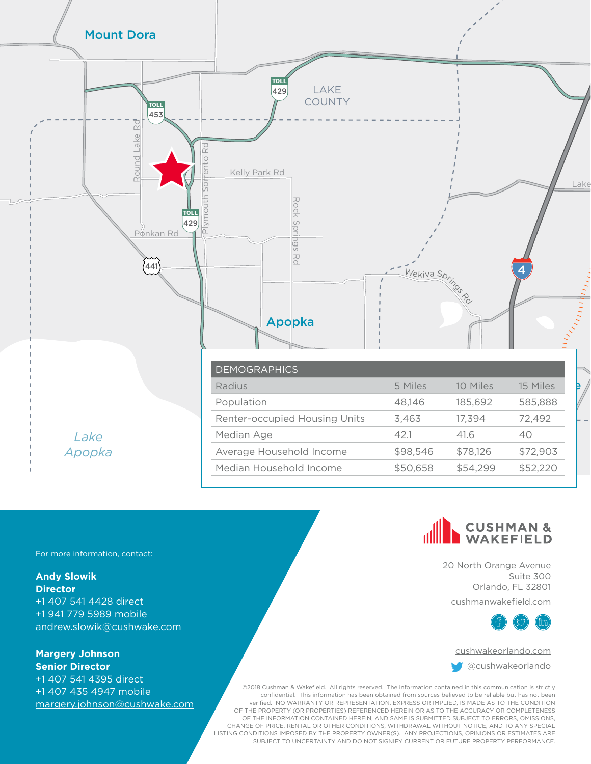## DEMOGRAPHICS

| Radius | 5 Miles | 10 Miles | 15 Miles |
|---|---|---|---|
| Population | 48,146 | 185,692 | 585,888 |
| Renter-occupied Housing Units | 3,463 | 17,394 | 72,492 |
| Median Age | 42.1 | 41.6 | 40 |
| Average Household Income | $98,546 | $78,126 | $72,903 |
| Median Household Income | $50,658 | $54,299 | $52,220 |

For more information, contact:

**Andy Slowik**
**Director**
+1 407 541 4428 direct
+1 941 779 5989 mobile
andrew.slowik@cushwake.com

**Margery Johnson**
**Senior Director**
+1 407 541 4395 direct
+1 407 435 4947 mobile
margery.johnson@cushwake.com

CUSHMAN & WAKEFIELD

20 North Orange Avenue
Suite 300
Orlando, FL 32801

cushmanwakefield.com

cushwakeorlando.com

@cushwakeorlando

©2018 Cushman & Wakefield. All rights reserved. The information contained in this communication is strictly confidential. This information has been obtained from sources believed to be reliable but has not been verified. NO WARRANTY OR REPRESENTATION, EXPRESS OR IMPLIED, IS MADE AS TO THE CONDITION OF THE PROPERTY (OR PROPERTIES) REFERENCED HEREIN OR AS TO THE ACCURACY OR COMPLETENESS OF THE INFORMATION CONTAINED HEREIN, AND SAME IS SUBMITTED SUBJECT TO ERRORS, OMISSIONS, CHANGE OF PRICE, RENTAL OR OTHER CONDITIONS, WITHDRAWAL WITHOUT NOTICE, AND TO ANY SPECIAL LISTING CONDITIONS IMPOSED BY THE PROPERTY OWNER(S). ANY PROJECTIONS, OPINIONS OR ESTIMATES ARE SUBJECT TO UNCERTAINTY AND DO NOT SIGNIFY CURRENT OR FUTURE PROPERTY PERFORMANCE.